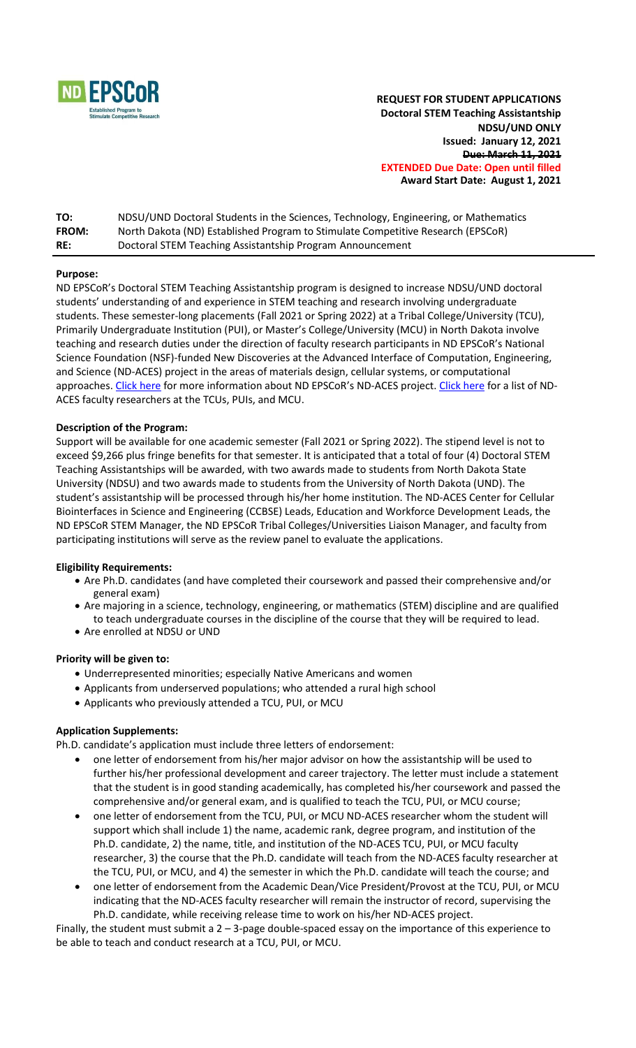**ND EPSCoR**
Established Program to Stimulate Competitive Research

**REQUEST FOR STUDENT APPLICATIONS**
**Doctoral STEM Teaching Assistantship**
**NDSU/UND ONLY**
**Issued: January 12, 2021**
~~**Due: March 11, 2021**~~
**EXTENDED Due Date: Open until filled**
**Award Start Date: August 1, 2021**

| | |
|---|---|
| **TO:** | NDSU/UND Doctoral Students in the Sciences, Technology, Engineering, or Mathematics |
| **FROM:** | North Dakota (ND) Established Program to Stimulate Competitive Research (EPSCoR) |
| **RE:** | Doctoral STEM Teaching Assistantship Program Announcement |

**Purpose:**

ND EPSCoR's Doctoral STEM Teaching Assistantship program is designed to increase NDSU/UND doctoral students' understanding of and experience in STEM teaching and research involving undergraduate students. These semester-long placements (Fall 2021 or Spring 2022) at a Tribal College/University (TCU), Primarily Undergraduate Institution (PUI), or Master's College/University (MCU) in North Dakota involve teaching and research duties under the direction of faculty research participants in ND EPSCoR's National Science Foundation (NSF)-funded New Discoveries at the Advanced Interface of Computation, Engineering, and Science (ND-ACES) project in the areas of materials design, cellular systems, or computational approaches. Click here for more information about ND EPSCoR's ND-ACES project. Click here for a list of ND-ACES faculty researchers at the TCUs, PUIs, and MCU.

**Description of the Program:**

Support will be available for one academic semester (Fall 2021 or Spring 2022). The stipend level is not to exceed $9,266 plus fringe benefits for that semester. It is anticipated that a total of four (4) Doctoral STEM Teaching Assistantships will be awarded, with two awards made to students from North Dakota State University (NDSU) and two awards made to students from the University of North Dakota (UND). The student's assistantship will be processed through his/her home institution. The ND-ACES Center for Cellular Biointerfaces in Science and Engineering (CCBSE) Leads, Education and Workforce Development Leads, the ND EPSCoR STEM Manager, the ND EPSCoR Tribal Colleges/Universities Liaison Manager, and faculty from participating institutions will serve as the review panel to evaluate the applications.

**Eligibility Requirements:**

- Are Ph.D. candidates (and have completed their coursework and passed their comprehensive and/or general exam)
- Are majoring in a science, technology, engineering, or mathematics (STEM) discipline and are qualified to teach undergraduate courses in the discipline of the course that they will be required to lead.
- Are enrolled at NDSU or UND

**Priority will be given to:**

- Underrepresented minorities; especially Native Americans and women
- Applicants from underserved populations; who attended a rural high school
- Applicants who previously attended a TCU, PUI, or MCU

**Application Supplements:**

Ph.D. candidate's application must include three letters of endorsement:

- one letter of endorsement from his/her major advisor on how the assistantship will be used to further his/her professional development and career trajectory. The letter must include a statement that the student is in good standing academically, has completed his/her coursework and passed the comprehensive and/or general exam, and is qualified to teach the TCU, PUI, or MCU course;
- one letter of endorsement from the TCU, PUI, or MCU ND-ACES researcher whom the student will support which shall include 1) the name, academic rank, degree program, and institution of the Ph.D. candidate, 2) the name, title, and institution of the ND-ACES TCU, PUI, or MCU faculty researcher, 3) the course that the Ph.D. candidate will teach from the ND-ACES faculty researcher at the TCU, PUI, or MCU, and 4) the semester in which the Ph.D. candidate will teach the course; and
- one letter of endorsement from the Academic Dean/Vice President/Provost at the TCU, PUI, or MCU indicating that the ND-ACES faculty researcher will remain the instructor of record, supervising the Ph.D. candidate, while receiving release time to work on his/her ND-ACES project.

Finally, the student must submit a 2 – 3-page double-spaced essay on the importance of this experience to be able to teach and conduct research at a TCU, PUI, or MCU.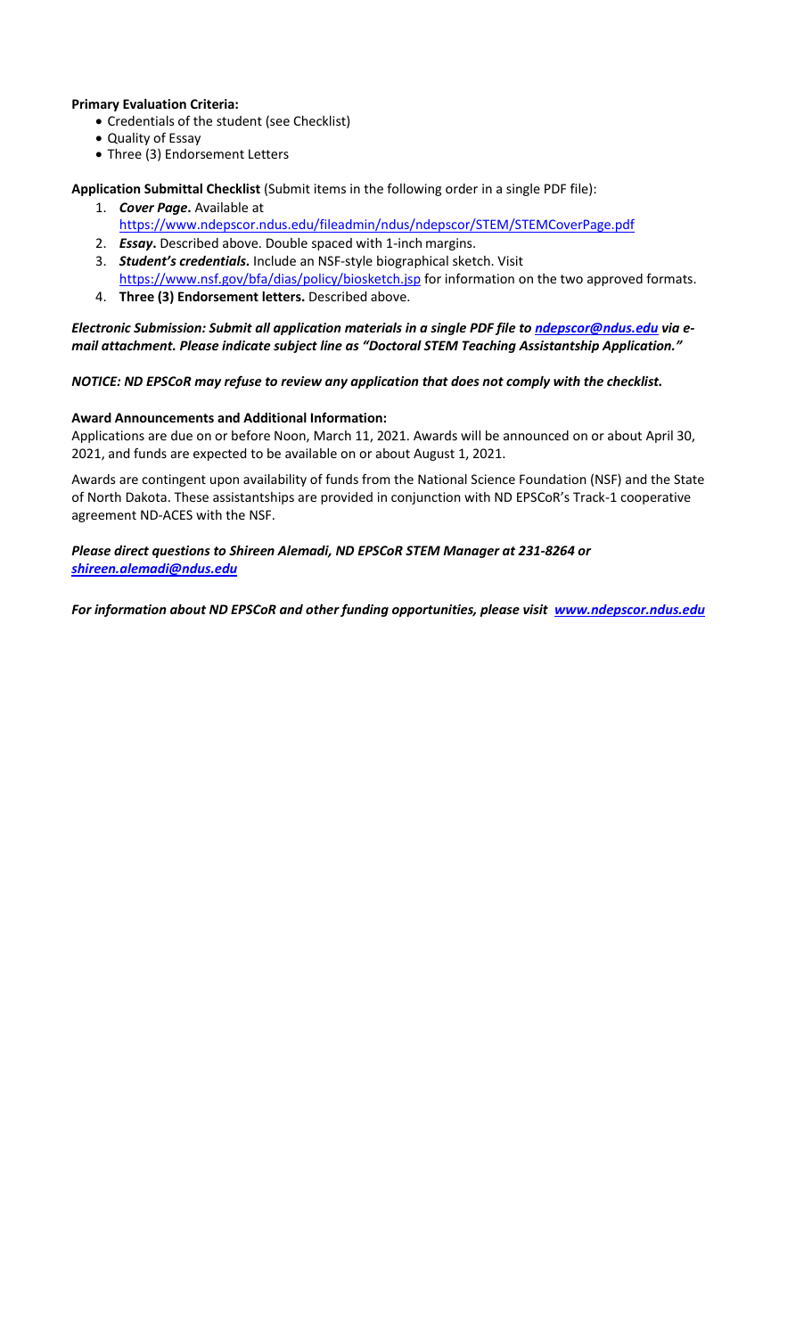**Primary Evaluation Criteria:**

- Credentials of the student (see Checklist)
- Quality of Essay
- Three (3) Endorsement Letters

**Application Submittal Checklist** (Submit items in the following order in a single PDF file):

1. ***Cover Page*.** Available at https://www.ndepscor.ndus.edu/fileadmin/ndus/ndepscor/STEM/STEMCoverPage.pdf
2. ***Essay*.** Described above. Double spaced with 1-inch margins.
3. ***Student's credentials*.** Include an NSF-style biographical sketch. Visit https://www.nsf.gov/bfa/dias/policy/biosketch.jsp for information on the two approved formats.
4. **Three (3) Endorsement letters.** Described above.

***Electronic Submission: Submit all application materials in a single PDF file to ndepscor@ndus.edu via e-mail attachment. Please indicate subject line as "Doctoral STEM Teaching Assistantship Application."***

***NOTICE: ND EPSCoR may refuse to review any application that does not comply with the checklist.***

**Award Announcements and Additional Information:**

Applications are due on or before Noon, March 11, 2021. Awards will be announced on or about April 30, 2021, and funds are expected to be available on or about August 1, 2021.

Awards are contingent upon availability of funds from the National Science Foundation (NSF) and the State of North Dakota. These assistantships are provided in conjunction with ND EPSCoR's Track-1 cooperative agreement ND-ACES with the NSF.

***Please direct questions to Shireen Alemadi, ND EPSCoR STEM Manager at 231-8264 or shireen.alemadi@ndus.edu***

***For information about ND EPSCoR and other funding opportunities, please visit www.ndepscor.ndus.edu***